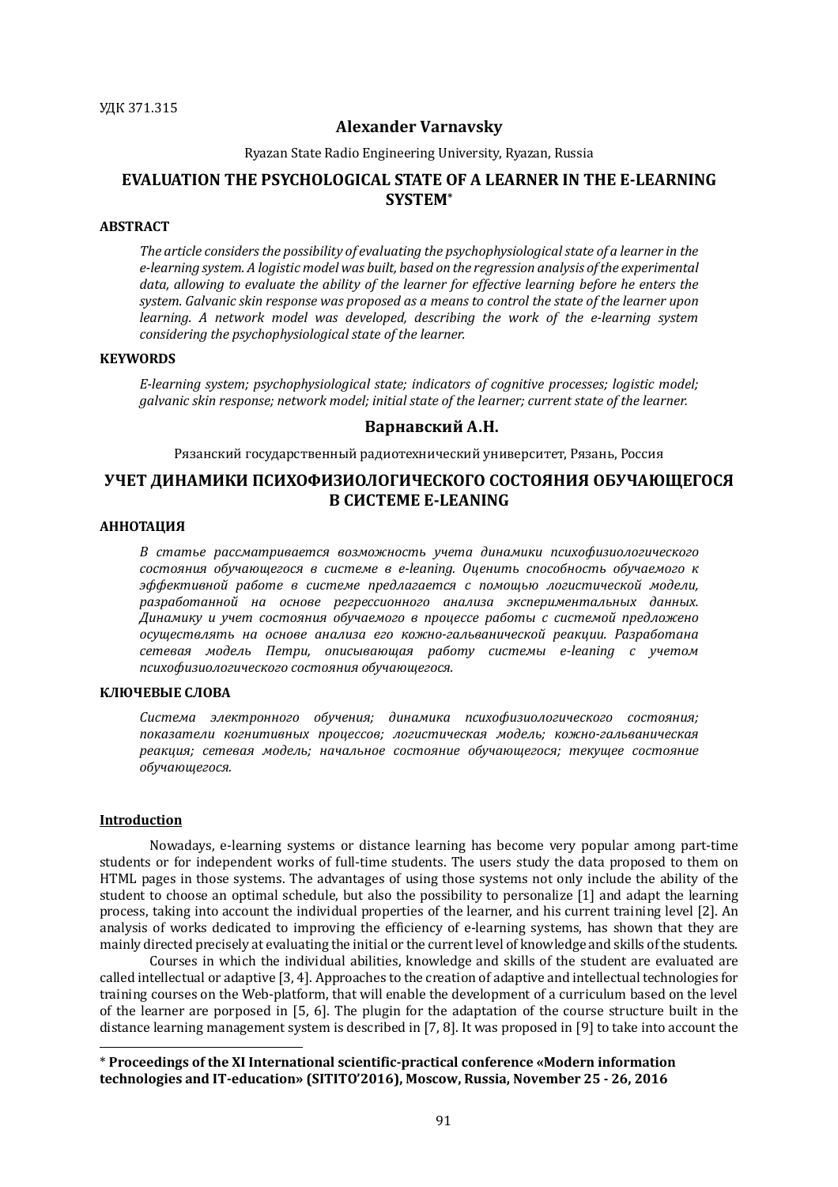УДК 371.315

**Alexander Varnavsky**

Ryazan State Radio Engineering University, Ryazan, Russia

# EVALUATION THE PSYCHOLOGICAL STATE OF A LEARNER IN THE E-LEARNING SYSTEM*

### ABSTRACT

*The article considers the possibility of evaluating the psychophysiological state of a learner in the e-learning system. A logistic model was built, based on the regression analysis of the experimental data, allowing to evaluate the ability of the learner for effective learning before he enters the system. Galvanic skin response was proposed as a means to control the state of the learner upon learning. A network model was developed, describing the work of the e-learning system considering the psychophysiological state of the learner.*

### KEYWORDS

*E-learning system; psychophysiological state; indicators of cognitive processes; logistic model; galvanic skin response; network model; initial state of the learner; current state of the learner.*

**Варнавский А.Н.**

Рязанский государственный радиотехнический университет, Рязань, Россия

# УЧЕТ ДИНАМИКИ ПСИХОФИЗИОЛОГИЧЕСКОГО СОСТОЯНИЯ ОБУЧАЮЩЕГОСЯ В СИСТЕМЕ E-LEANING

### АННОТАЦИЯ

*В статье рассматривается возможность учета динамики психофизиологического состояния обучающегося в системе в e-leaning. Оценить способность обучаемого к эффективной работе в системе предлагается с помощью логистической модели, разработанной на основе регрессионного анализа экспериментальных данных. Динамику и учет состояния обучаемого в процессе работы с системой предложено осуществлять на основе анализа его кожно-гальванической реакции. Разработана сетевая модель Петри, описывающая работу системы e-leaning с учетом психофизиологического состояния обучающегося.*

### КЛЮЧЕВЫЕ СЛОВА

*Система электронного обучения; динамика психофизиологического состояния; показатели когнитивных процессов; логистическая модель; кожно-гальваническая реакция; сетевая модель; начальное состояние обучающегося; текущее состояние обучающегося.*

## Introduction

Nowadays, e-learning systems or distance learning has become very popular among part-time students or for independent works of full-time students. The users study the data proposed to them on HTML pages in those systems. The advantages of using those systems not only include the ability of the student to choose an optimal schedule, but also the possibility to personalize [1] and adapt the learning process, taking into account the individual properties of the learner, and his current training level [2]. An analysis of works dedicated to improving the efficiency of e-learning systems, has shown that they are mainly directed precisely at evaluating the initial or the current level of knowledge and skills of the students.

Courses in which the individual abilities, knowledge and skills of the student are evaluated are called intellectual or adaptive [3, 4]. Approaches to the creation of adaptive and intellectual technologies for training courses on the Web-platform, that will enable the development of a curriculum based on the level of the learner are porposed in [5, 6]. The plugin for the adaptation of the course structure built in the distance learning management system is described in [7, 8]. It was proposed in [9] to take into account the

---

* **Proceedings of the XI International scientific-practical conference «Modern information technologies and IT-education» (SITITO'2016), Moscow, Russia, November 25 - 26, 2016**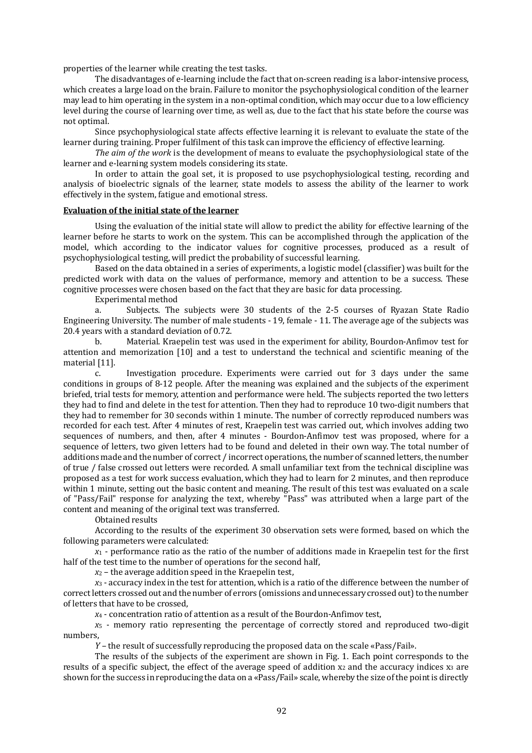properties of the learner while creating the test tasks.

The disadvantages of e-learning include the fact that on-screen reading is a labor-intensive process, which creates a large load on the brain. Failure to monitor the psychophysiological condition of the learner may lead to him operating in the system in a non-optimal condition, which may occur due to a low efficiency level during the course of learning over time, as well as, due to the fact that his state before the course was not optimal.

Since psychophysiological state affects effective learning it is relevant to evaluate the state of the learner during training. Proper fulfilment of this task can improve the efficiency of effective learning.

*The aim of the work* is the development of means to evaluate the psychophysiological state of the learner and e-learning system models considering its state.

In order to attain the goal set, it is proposed to use psychophysiological testing, recording and analysis of bioelectric signals of the learner, state models to assess the ability of the learner to work effectively in the system, fatigue and emotional stress.

**Evaluation of the initial state of the learner**

Using the evaluation of the initial state will allow to predict the ability for effective learning of the learner before he starts to work on the system. This can be accomplished through the application of the model, which according to the indicator values for cognitive processes, produced as a result of psychophysiological testing, will predict the probability of successful learning.

Based on the data obtained in a series of experiments, a logistic model (classifier) was built for the predicted work with data on the values of performance, memory and attention to be a success. These cognitive processes were chosen based on the fact that they are basic for data processing.

Experimental method

a. Subjects. The subjects were 30 students of the 2-5 courses of Ryazan State Radio Engineering University. The number of male students - 19, female - 11. The average age of the subjects was 20.4 years with a standard deviation of 0.72.

b. Material. Kraepelin test was used in the experiment for ability, Bourdon-Anfimov test for attention and memorization [10] and a test to understand the technical and scientific meaning of the material [11].

c. Investigation procedure. Experiments were carried out for 3 days under the same conditions in groups of 8-12 people. After the meaning was explained and the subjects of the experiment briefed, trial tests for memory, attention and performance were held. The subjects reported the two letters they had to find and delete in the test for attention. Then they had to reproduce 10 two-digit numbers that they had to remember for 30 seconds within 1 minute. The number of correctly reproduced numbers was recorded for each test. After 4 minutes of rest, Kraepelin test was carried out, which involves adding two sequences of numbers, and then, after 4 minutes - Bourdon-Anfimov test was proposed, where for a sequence of letters, two given letters had to be found and deleted in their own way. The total number of additions made and the number of correct / incorrect operations, the number of scanned letters, the number of true / false crossed out letters were recorded. A small unfamiliar text from the technical discipline was proposed as a test for work success evaluation, which they had to learn for 2 minutes, and then reproduce within 1 minute, setting out the basic content and meaning. The result of this test was evaluated on a scale of "Pass/Fail" response for analyzing the text, whereby "Pass" was attributed when a large part of the content and meaning of the original text was transferred.

Obtained results

According to the results of the experiment 30 observation sets were formed, based on which the following parameters were calculated:

$x_1$ - performance ratio as the ratio of the number of additions made in Kraepelin test for the first half of the test time to the number of operations for the second half,

$x_2$ – the average addition speed in the Kraepelin test,

$x_3$ - accuracy index in the test for attention, which is a ratio of the difference between the number of correct letters crossed out and the number of errors (omissions and unnecessary crossed out) to the number of letters that have to be crossed,

$x_4$ - concentration ratio of attention as a result of the Bourdon-Anfimov test,

$x_5$ - memory ratio representing the percentage of correctly stored and reproduced two-digit numbers,

$Y$ – the result of successfully reproducing the proposed data on the scale «Pass/Fail».

The results of the subjects of the experiment are shown in Fig. 1. Each point corresponds to the results of a specific subject, the effect of the average speed of addition $x_2$ and the accuracy indices $x_3$ are shown for the success in reproducing the data on a «Pass/Fail» scale, whereby the size of the point is directly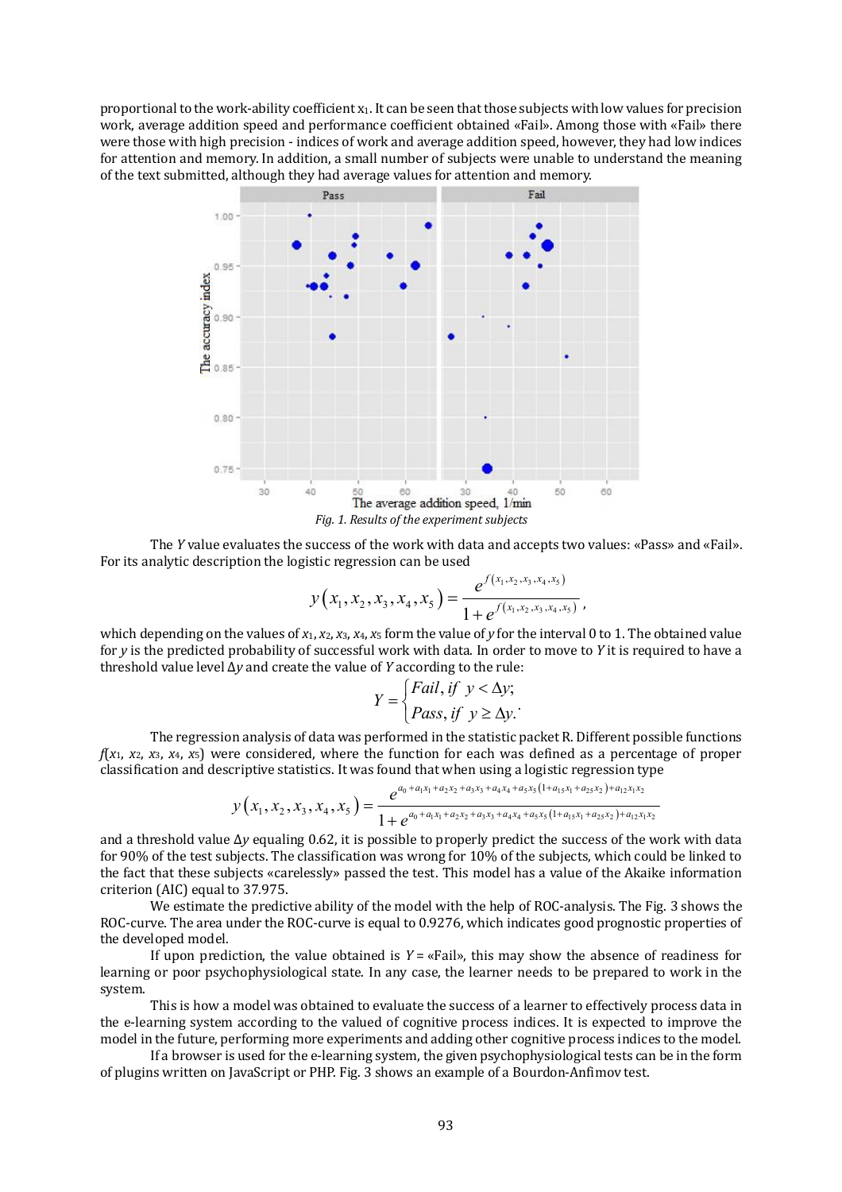proportional to the work-ability coefficient $x_1$. It can be seen that those subjects with low values for precision work, average addition speed and performance coefficient obtained «Fail». Among those with «Fail» there were those with high precision - indices of work and average addition speed, however, they had low indices for attention and memory. In addition, a small number of subjects were unable to understand the meaning of the text submitted, although they had average values for attention and memory.

*Fig. 1. Results of the experiment subjects*

The $Y$ value evaluates the success of the work with data and accepts two values: «Pass» and «Fail». For its analytic description the logistic regression can be used

$$y(x_1, x_2, x_3, x_4, x_5) = \frac{e^{f(x_1, x_2, x_3, x_4, x_5)}}{1 + e^{f(x_1, x_2, x_3, x_4, x_5)}},$$

which depending on the values of $x_1$, $x_2$, $x_3$, $x_4$, $x_5$ form the value of $y$ for the interval 0 to 1. The obtained value for $y$ is the predicted probability of successful work with data. In order to move to $Y$ it is required to have a threshold value level $\Delta y$ and create the value of $Y$ according to the rule:

$$Y = \begin{cases} Fail, \text{ if } y < \Delta y; \\ Pass, \text{ if } y \geq \Delta y. \end{cases}$$

The regression analysis of data was performed in the statistic packet R. Different possible functions $f(x_1, x_2, x_3, x_4, x_5)$ were considered, where the function for each was defined as a percentage of proper classification and descriptive statistics. It was found that when using a logistic regression type

$$y(x_1, x_2, x_3, x_4, x_5) = \frac{e^{a_0 + a_1 x_1 + a_2 x_2 + a_3 x_3 + a_4 x_4 + a_5 x_5 (1 + a_{15} x_1 + a_{25} x_2) + a_{12} x_1 x_2}}{1 + e^{a_0 + a_1 x_1 + a_2 x_2 + a_3 x_3 + a_4 x_4 + a_5 x_5 (1 + a_{15} x_1 + a_{25} x_2) + a_{12} x_1 x_2}}$$

and a threshold value $\Delta y$ equaling 0.62, it is possible to properly predict the success of the work with data for 90% of the test subjects. The classification was wrong for 10% of the subjects, which could be linked to the fact that these subjects «carelessly» passed the test. This model has a value of the Akaike information criterion (AIC) equal to 37.975.

We estimate the predictive ability of the model with the help of ROC-analysis. The Fig. 3 shows the ROC-curve. The area under the ROC-curve is equal to 0.9276, which indicates good prognostic properties of the developed model.

If upon prediction, the value obtained is $Y$ = «Fail», this may show the absence of readiness for learning or poor psychophysiological state. In any case, the learner needs to be prepared to work in the system.

This is how a model was obtained to evaluate the success of a learner to effectively process data in the e-learning system according to the valued of cognitive process indices. It is expected to improve the model in the future, performing more experiments and adding other cognitive process indices to the model.

If a browser is used for the e-learning system, the given psychophysiological tests can be in the form of plugins written on JavaScript or PHP. Fig. 3 shows an example of a Bourdon-Anfimov test.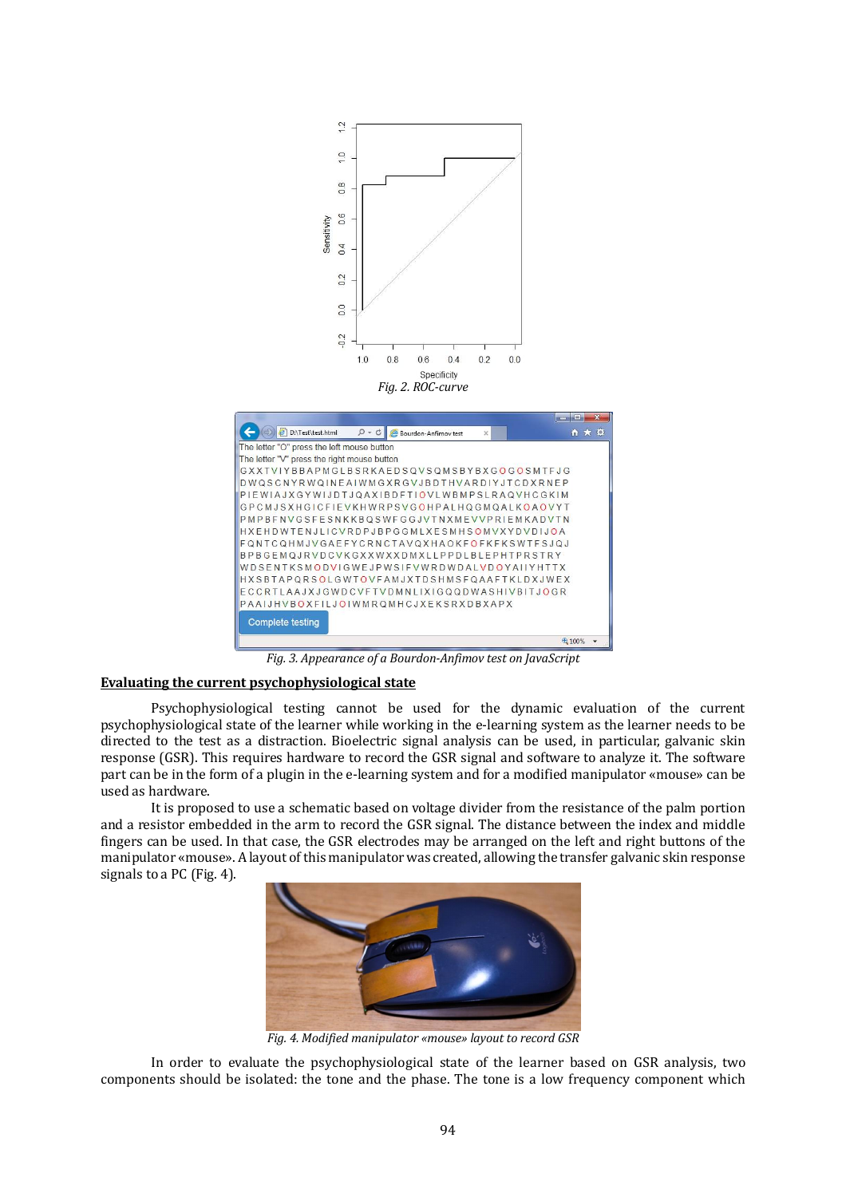Fig. 2. ROC-curve

Fig. 3. Appearance of a Bourdon-Anfimov test on JavaScript

**Evaluating the current psychophysiological state**

Psychophysiological testing cannot be used for the dynamic evaluation of the current psychophysiological state of the learner while working in the e-learning system as the learner needs to be directed to the test as a distraction. Bioelectric signal analysis can be used, in particular, galvanic skin response (GSR). This requires hardware to record the GSR signal and software to analyze it. The software part can be in the form of a plugin in the e-learning system and for a modified manipulator «mouse» can be used as hardware.

It is proposed to use a schematic based on voltage divider from the resistance of the palm portion and a resistor embedded in the arm to record the GSR signal. The distance between the index and middle fingers can be used. In that case, the GSR electrodes may be arranged on the left and right buttons of the manipulator «mouse». A layout of this manipulator was created, allowing the transfer galvanic skin response signals to a PC (Fig. 4).

Fig. 4. Modified manipulator «mouse» layout to record GSR

In order to evaluate the psychophysiological state of the learner based on GSR analysis, two components should be isolated: the tone and the phase. The tone is a low frequency component which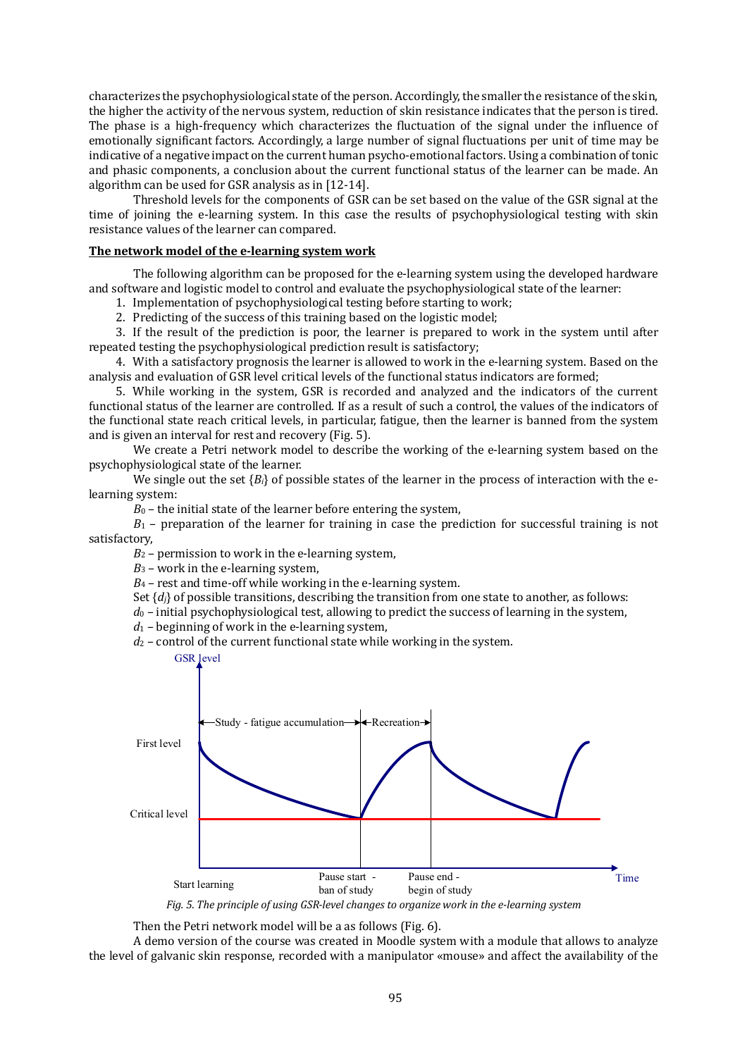characterizes the psychophysiological state of the person. Accordingly, the smaller the resistance of the skin, the higher the activity of the nervous system, reduction of skin resistance indicates that the person is tired. The phase is a high-frequency which characterizes the fluctuation of the signal under the influence of emotionally significant factors. Accordingly, a large number of signal fluctuations per unit of time may be indicative of a negative impact on the current human psycho-emotional factors. Using a combination of tonic and phasic components, a conclusion about the current functional status of the learner can be made. An algorithm can be used for GSR analysis as in [12-14].

Threshold levels for the components of GSR can be set based on the value of the GSR signal at the time of joining the e-learning system. In this case the results of psychophysiological testing with skin resistance values of the learner can compared.

## The network model of the e-learning system work

The following algorithm can be proposed for the e-learning system using the developed hardware and software and logistic model to control and evaluate the psychophysiological state of the learner:

1. Implementation of psychophysiological testing before starting to work;
2. Predicting of the success of this training based on the logistic model;
3. If the result of the prediction is poor, the learner is prepared to work in the system until after repeated testing the psychophysiological prediction result is satisfactory;
4. With a satisfactory prognosis the learner is allowed to work in the e-learning system. Based on the analysis and evaluation of GSR level critical levels of the functional status indicators are formed;
5. While working in the system, GSR is recorded and analyzed and the indicators of the current functional status of the learner are controlled. If as a result of such a control, the values of the indicators of the functional state reach critical levels, in particular, fatigue, then the learner is banned from the system and is given an interval for rest and recovery (Fig. 5).

We create a Petri network model to describe the working of the e-learning system based on the psychophysiological state of the learner.

We single out the set $\{B_i\}$ of possible states of the learner in the process of interaction with the e-learning system:

$B_0$ – the initial state of the learner before entering the system,

$B_1$ – preparation of the learner for training in case the prediction for successful training is not satisfactory,

$B_2$ – permission to work in the e-learning system,

$B_3$ – work in the e-learning system,

$B_4$ – rest and time-off while working in the e-learning system.

Set $\{d_j\}$ of possible transitions, describing the transition from one state to another, as follows:

$d_0$ – initial psychophysiological test, allowing to predict the success of learning in the system,

$d_1$ – beginning of work in the e-learning system,

$d_2$ – control of the current functional state while working in the system.

*Fig. 5. The principle of using GSR-level changes to organize work in the e-learning system*

Then the Petri network model will be a as follows (Fig. 6).

A demo version of the course was created in Moodle system with a module that allows to analyze the level of galvanic skin response, recorded with a manipulator «mouse» and affect the availability of the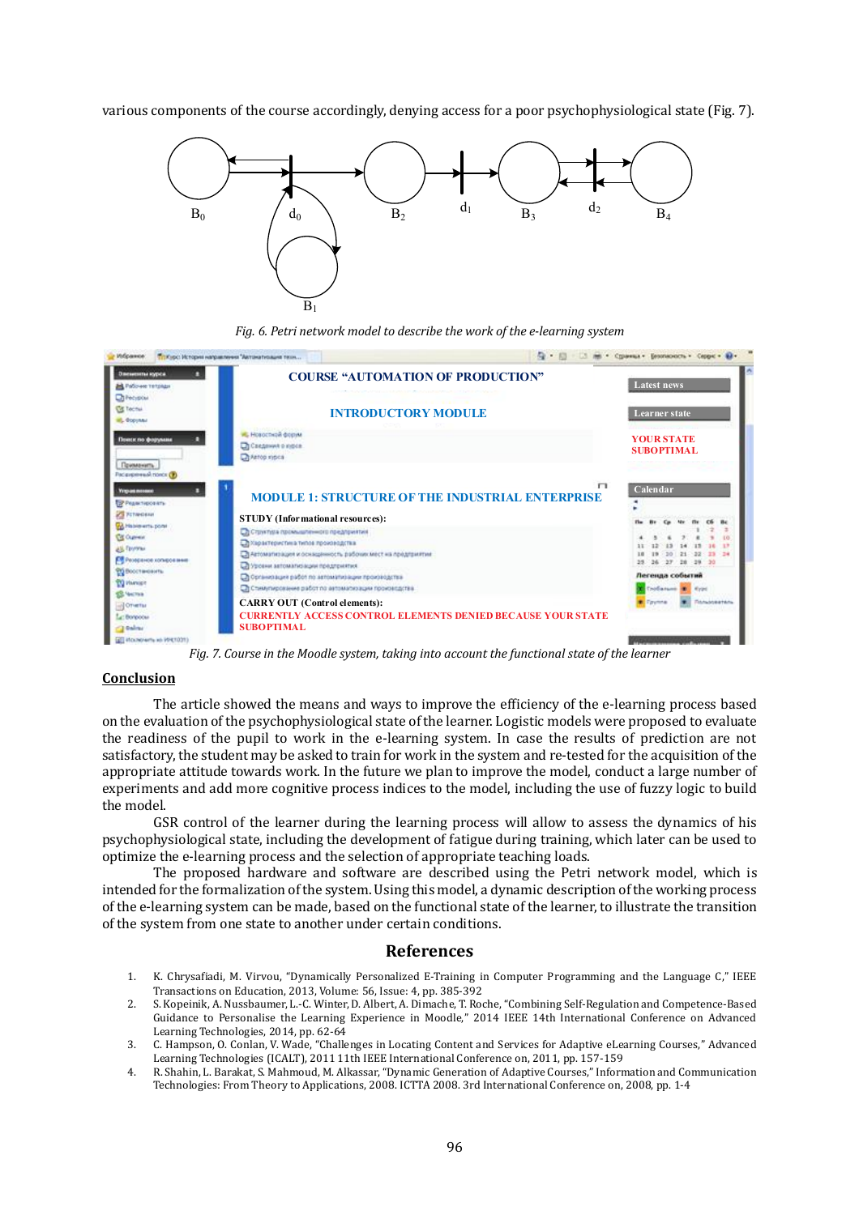various components of the course accordingly, denying access for a poor psychophysiological state (Fig. 7).

*Fig. 6. Petri network model to describe the work of the e-learning system*

*Fig. 7. Course in the Moodle system, taking into account the functional state of the learner*

## Conclusion

The article showed the means and ways to improve the efficiency of the e-learning process based on the evaluation of the psychophysiological state of the learner. Logistic models were proposed to evaluate the readiness of the pupil to work in the e-learning system. In case the results of prediction are not satisfactory, the student may be asked to train for work in the system and re-tested for the acquisition of the appropriate attitude towards work. In the future we plan to improve the model, conduct a large number of experiments and add more cognitive process indices to the model, including the use of fuzzy logic to build the model.

GSR control of the learner during the learning process will allow to assess the dynamics of his psychophysiological state, including the development of fatigue during training, which later can be used to optimize the e-learning process and the selection of appropriate teaching loads.

The proposed hardware and software are described using the Petri network model, which is intended for the formalization of the system. Using this model, a dynamic description of the working process of the e-learning system can be made, based on the functional state of the learner, to illustrate the transition of the system from one state to another under certain conditions.

## References

1. K. Chrysafiadi, M. Virvou, "Dynamically Personalized E-Training in Computer Programming and the Language C," IEEE Transactions on Education, 2013, Volume: 56, Issue: 4, pp. 385-392
2. S. Kopeinik, A. Nussbaumer, L.-C. Winter, D. Albert, A. Dimache, T. Roche, "Combining Self-Regulation and Competence-Based Guidance to Personalise the Learning Experience in Moodle," 2014 IEEE 14th International Conference on Advanced Learning Technologies, 2014, pp. 62-64
3. C. Hampson, O. Conlan, V. Wade, "Challenges in Locating Content and Services for Adaptive eLearning Courses," Advanced Learning Technologies (ICALT), 2011 11th IEEE International Conference on, 2011, pp. 157-159
4. R. Shahin, L. Barakat, S. Mahmoud, M. Alkassar, "Dynamic Generation of Adaptive Courses," Information and Communication Technologies: From Theory to Applications, 2008. ICTTA 2008. 3rd International Conference on, 2008, pp. 1-4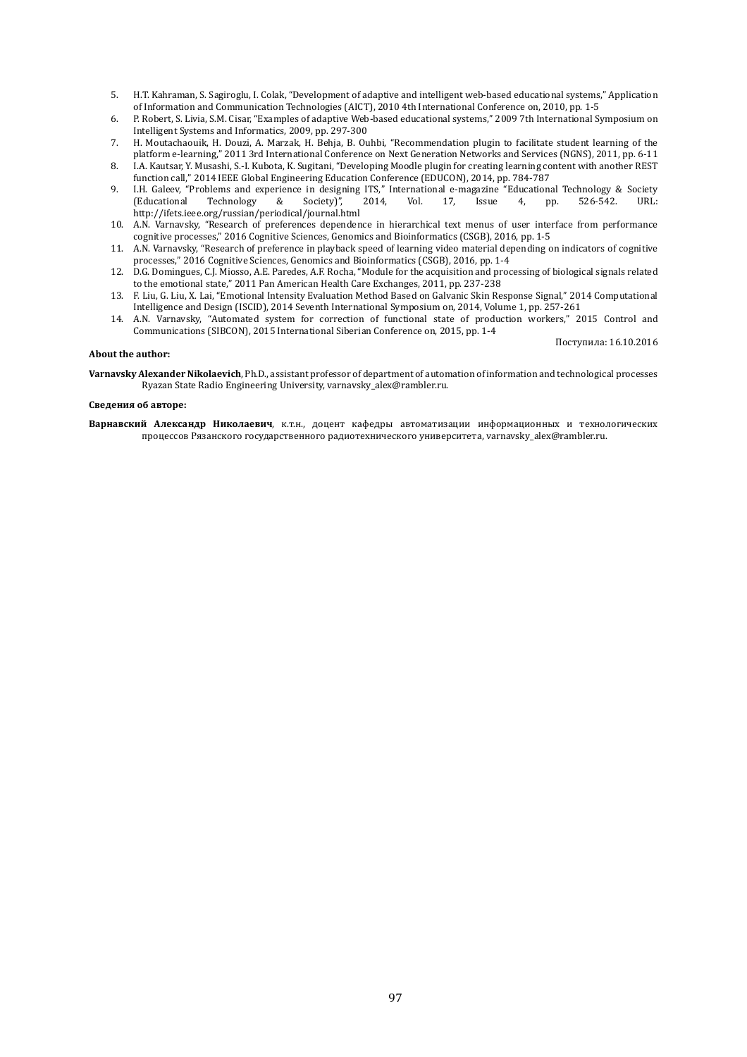5. H.T. Kahraman, S. Sagiroglu, I. Colak, “Development of adaptive and intelligent web-based educational systems,” Application of Information and Communication Technologies (AICT), 2010 4th International Conference on, 2010, pp. 1-5
6. P. Robert, S. Livia, S.M. Cisar, “Examples of adaptive Web-based educational systems,” 2009 7th International Symposium on Intelligent Systems and Informatics, 2009, pp. 297-300
7. H. Moutachaouik, H. Douzi, A. Marzak, H. Behja, B. Ouhbi, “Recommendation plugin to facilitate student learning of the platform e-learning,” 2011 3rd International Conference on Next Generation Networks and Services (NGNS), 2011, pp. 6-11
8. I.A. Kautsar, Y. Musashi, S.-I. Kubota, K. Sugitani, “Developing Moodle plugin for creating learning content with another REST function call,” 2014 IEEE Global Engineering Education Conference (EDUCON), 2014, pp. 784-787
9. I.H. Galeev, “Problems and experience in designing ITS,” International e-magazine “Educational Technology & Society (Educational Technology & Society)”, 2014, Vol. 17, Issue 4, pp. 526-542. URL: http://ifets.ieee.org/russian/periodical/journal.html
10. A.N. Varnavsky, “Research of preferences dependence in hierarchical text menus of user interface from performance cognitive processes,” 2016 Cognitive Sciences, Genomics and Bioinformatics (CSGB), 2016, pp. 1-5
11. A.N. Varnavsky, “Research of preference in playback speed of learning video material depending on indicators of cognitive processes,” 2016 Cognitive Sciences, Genomics and Bioinformatics (CSGB), 2016, pp. 1-4
12. D.G. Domingues, C.J. Miosso, A.E. Paredes, A.F. Rocha, “Module for the acquisition and processing of biological signals related to the emotional state,” 2011 Pan American Health Care Exchanges, 2011, pp. 237-238
13. F. Liu, G. Liu, X. Lai, “Emotional Intensity Evaluation Method Based on Galvanic Skin Response Signal,” 2014 Computational Intelligence and Design (ISCID), 2014 Seventh International Symposium on, 2014, Volume 1, pp. 257-261
14. A.N. Varnavsky, “Automated system for correction of functional state of production workers,” 2015 Control and Communications (SIBCON), 2015 International Siberian Conference on, 2015, pp. 1-4

Поступила: 16.10.2016

**About the author:**

**Varnavsky Alexander Nikolaevich**, Ph.D., assistant professor of department of automation of information and technological processes Ryazan State Radio Engineering University, varnavsky_alex@rambler.ru.

**Сведения об авторе:**

**Варнавский Александр Николаевич**, к.т.н., доцент кафедры автоматизации информационных и технологических процессов Рязанского государственного радиотехнического университета, varnavsky_alex@rambler.ru.